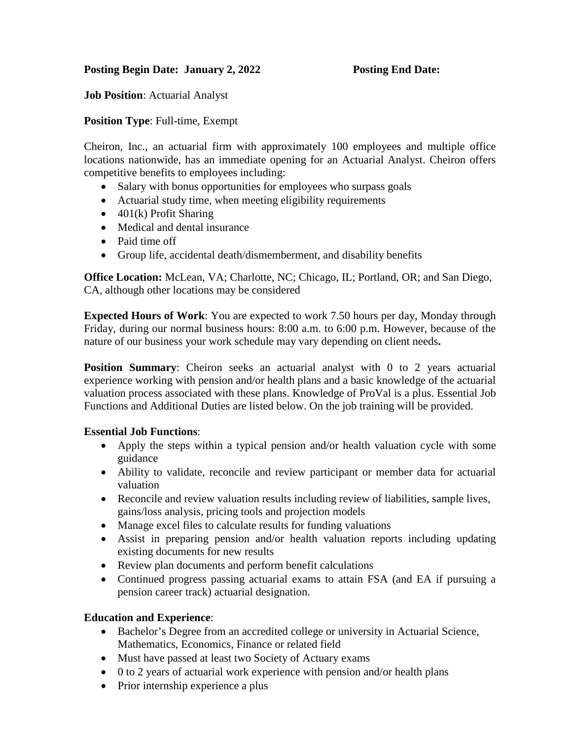**Posting Begin Date: January 2, 2022** **Posting End Date:**

**Job Position**: Actuarial Analyst

**Position Type**: Full-time, Exempt

Cheiron, Inc., an actuarial firm with approximately 100 employees and multiple office locations nationwide, has an immediate opening for an Actuarial Analyst. Cheiron offers competitive benefits to employees including:

- Salary with bonus opportunities for employees who surpass goals
- Actuarial study time, when meeting eligibility requirements
- 401(k) Profit Sharing
- Medical and dental insurance
- Paid time off
- Group life, accidental death/dismemberment, and disability benefits

**Office Location:** McLean, VA; Charlotte, NC; Chicago, IL; Portland, OR; and San Diego, CA, although other locations may be considered

**Expected Hours of Work**: You are expected to work 7.50 hours per day, Monday through Friday, during our normal business hours: 8:00 a.m. to 6:00 p.m. However, because of the nature of our business your work schedule may vary depending on client needs**.**

**Position Summary**: Cheiron seeks an actuarial analyst with 0 to 2 years actuarial experience working with pension and/or health plans and a basic knowledge of the actuarial valuation process associated with these plans. Knowledge of ProVal is a plus. Essential Job Functions and Additional Duties are listed below. On the job training will be provided.

**Essential Job Functions**:

- Apply the steps within a typical pension and/or health valuation cycle with some guidance
- Ability to validate, reconcile and review participant or member data for actuarial valuation
- Reconcile and review valuation results including review of liabilities, sample lives, gains/loss analysis, pricing tools and projection models
- Manage excel files to calculate results for funding valuations
- Assist in preparing pension and/or health valuation reports including updating existing documents for new results
- Review plan documents and perform benefit calculations
- Continued progress passing actuarial exams to attain FSA (and EA if pursuing a pension career track) actuarial designation.

**Education and Experience**:

- Bachelor's Degree from an accredited college or university in Actuarial Science, Mathematics, Economics, Finance or related field
- Must have passed at least two Society of Actuary exams
- 0 to 2 years of actuarial work experience with pension and/or health plans
- Prior internship experience a plus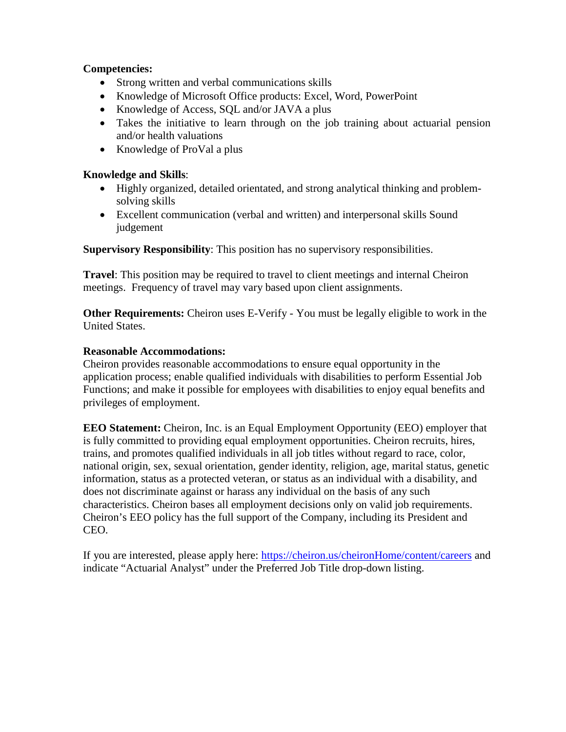**Competencies:**

- Strong written and verbal communications skills
- Knowledge of Microsoft Office products: Excel, Word, PowerPoint
- Knowledge of Access, SQL and/or JAVA a plus
- Takes the initiative to learn through on the job training about actuarial pension and/or health valuations
- Knowledge of ProVal a plus

**Knowledge and Skills**:

- Highly organized, detailed orientated, and strong analytical thinking and problem-solving skills
- Excellent communication (verbal and written) and interpersonal skills Sound judgement

**Supervisory Responsibility**: This position has no supervisory responsibilities.

**Travel**: This position may be required to travel to client meetings and internal Cheiron meetings. Frequency of travel may vary based upon client assignments.

**Other Requirements:** Cheiron uses E-Verify - You must be legally eligible to work in the United States.

**Reasonable Accommodations:**
Cheiron provides reasonable accommodations to ensure equal opportunity in the application process; enable qualified individuals with disabilities to perform Essential Job Functions; and make it possible for employees with disabilities to enjoy equal benefits and privileges of employment.

**EEO Statement:** Cheiron, Inc. is an Equal Employment Opportunity (EEO) employer that is fully committed to providing equal employment opportunities. Cheiron recruits, hires, trains, and promotes qualified individuals in all job titles without regard to race, color, national origin, sex, sexual orientation, gender identity, religion, age, marital status, genetic information, status as a protected veteran, or status as an individual with a disability, and does not discriminate against or harass any individual on the basis of any such characteristics. Cheiron bases all employment decisions only on valid job requirements. Cheiron's EEO policy has the full support of the Company, including its President and CEO.

If you are interested, please apply here: [https://cheiron.us/cheironHome/content/careers](https://cheiron.us/cheironHome/content/careers) and indicate "Actuarial Analyst" under the Preferred Job Title drop-down listing.